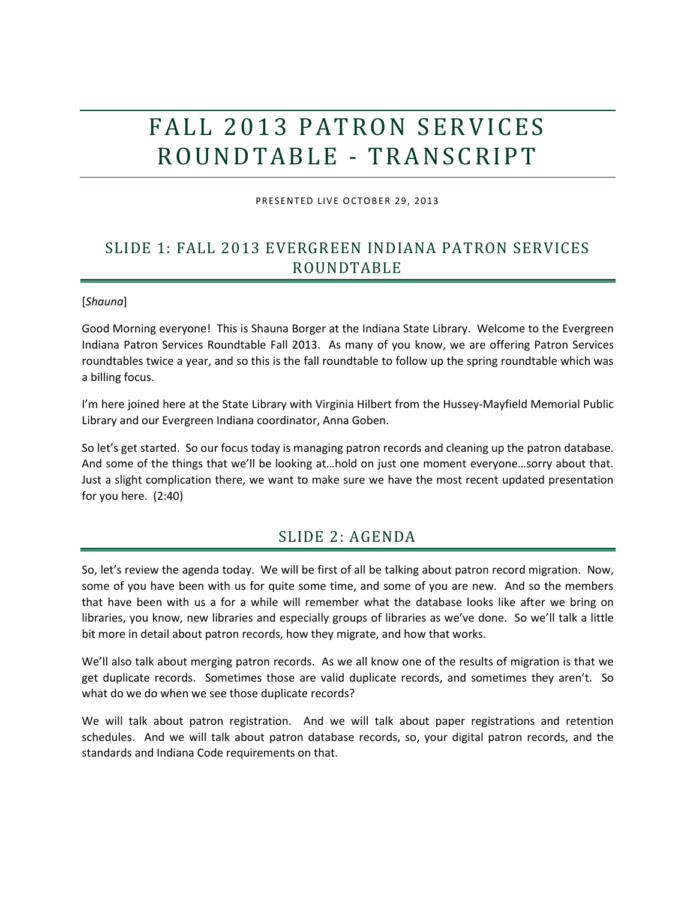# FALL 2013 PATRON SERVICES ROUNDTABLE - TRANSCRIPT

PRESENTED LIVE OCTOBER 29, 2013

## SLIDE 1: FALL 2013 EVERGREEN INDIANA PATRON SERVICES ROUNDTABLE

[*Shauna*]

Good Morning everyone! This is Shauna Borger at the Indiana State Library. Welcome to the Evergreen Indiana Patron Services Roundtable Fall 2013. As many of you know, we are offering Patron Services roundtables twice a year, and so this is the fall roundtable to follow up the spring roundtable which was a billing focus.

I'm here joined here at the State Library with Virginia Hilbert from the Hussey-Mayfield Memorial Public Library and our Evergreen Indiana coordinator, Anna Goben.

So let's get started. So our focus today is managing patron records and cleaning up the patron database. And some of the things that we'll be looking at…hold on just one moment everyone…sorry about that. Just a slight complication there, we want to make sure we have the most recent updated presentation for you here. (2:40)

## SLIDE 2: AGENDA

So, let's review the agenda today. We will be first of all be talking about patron record migration. Now, some of you have been with us for quite some time, and some of you are new. And so the members that have been with us a for a while will remember what the database looks like after we bring on libraries, you know, new libraries and especially groups of libraries as we've done. So we'll talk a little bit more in detail about patron records, how they migrate, and how that works.

We'll also talk about merging patron records. As we all know one of the results of migration is that we get duplicate records. Sometimes those are valid duplicate records, and sometimes they aren't. So what do we do when we see those duplicate records?

We will talk about patron registration. And we will talk about paper registrations and retention schedules. And we will talk about patron database records, so, your digital patron records, and the standards and Indiana Code requirements on that.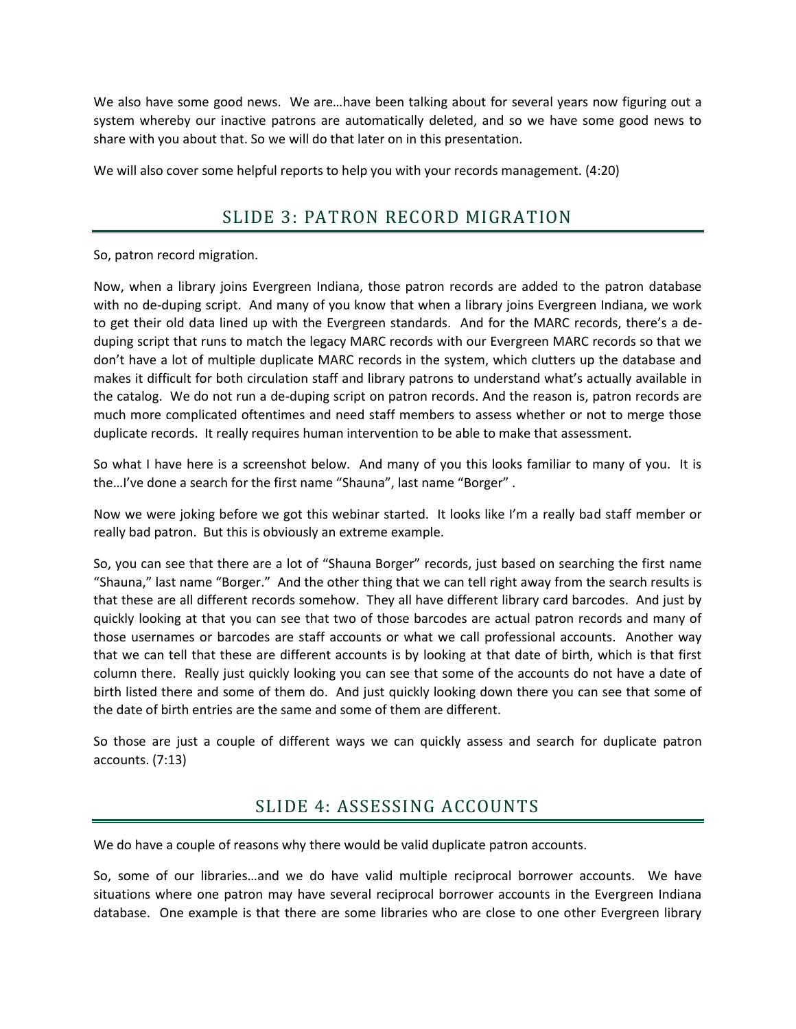We also have some good news. We are…have been talking about for several years now figuring out a system whereby our inactive patrons are automatically deleted, and so we have some good news to share with you about that. So we will do that later on in this presentation.

We will also cover some helpful reports to help you with your records management. (4:20)

## SLIDE 3: PATRON RECORD MIGRATION

So, patron record migration.

Now, when a library joins Evergreen Indiana, those patron records are added to the patron database with no de-duping script. And many of you know that when a library joins Evergreen Indiana, we work to get their old data lined up with the Evergreen standards. And for the MARC records, there's a de-duping script that runs to match the legacy MARC records with our Evergreen MARC records so that we don't have a lot of multiple duplicate MARC records in the system, which clutters up the database and makes it difficult for both circulation staff and library patrons to understand what's actually available in the catalog. We do not run a de-duping script on patron records. And the reason is, patron records are much more complicated oftentimes and need staff members to assess whether or not to merge those duplicate records. It really requires human intervention to be able to make that assessment.

So what I have here is a screenshot below. And many of you this looks familiar to many of you. It is the…I've done a search for the first name "Shauna", last name "Borger" .

Now we were joking before we got this webinar started. It looks like I'm a really bad staff member or really bad patron. But this is obviously an extreme example.

So, you can see that there are a lot of "Shauna Borger" records, just based on searching the first name "Shauna," last name "Borger." And the other thing that we can tell right away from the search results is that these are all different records somehow. They all have different library card barcodes. And just by quickly looking at that you can see that two of those barcodes are actual patron records and many of those usernames or barcodes are staff accounts or what we call professional accounts. Another way that we can tell that these are different accounts is by looking at that date of birth, which is that first column there. Really just quickly looking you can see that some of the accounts do not have a date of birth listed there and some of them do. And just quickly looking down there you can see that some of the date of birth entries are the same and some of them are different.

So those are just a couple of different ways we can quickly assess and search for duplicate patron accounts. (7:13)

## SLIDE 4: ASSESSING ACCOUNTS

We do have a couple of reasons why there would be valid duplicate patron accounts.

So, some of our libraries…and we do have valid multiple reciprocal borrower accounts. We have situations where one patron may have several reciprocal borrower accounts in the Evergreen Indiana database. One example is that there are some libraries who are close to one other Evergreen library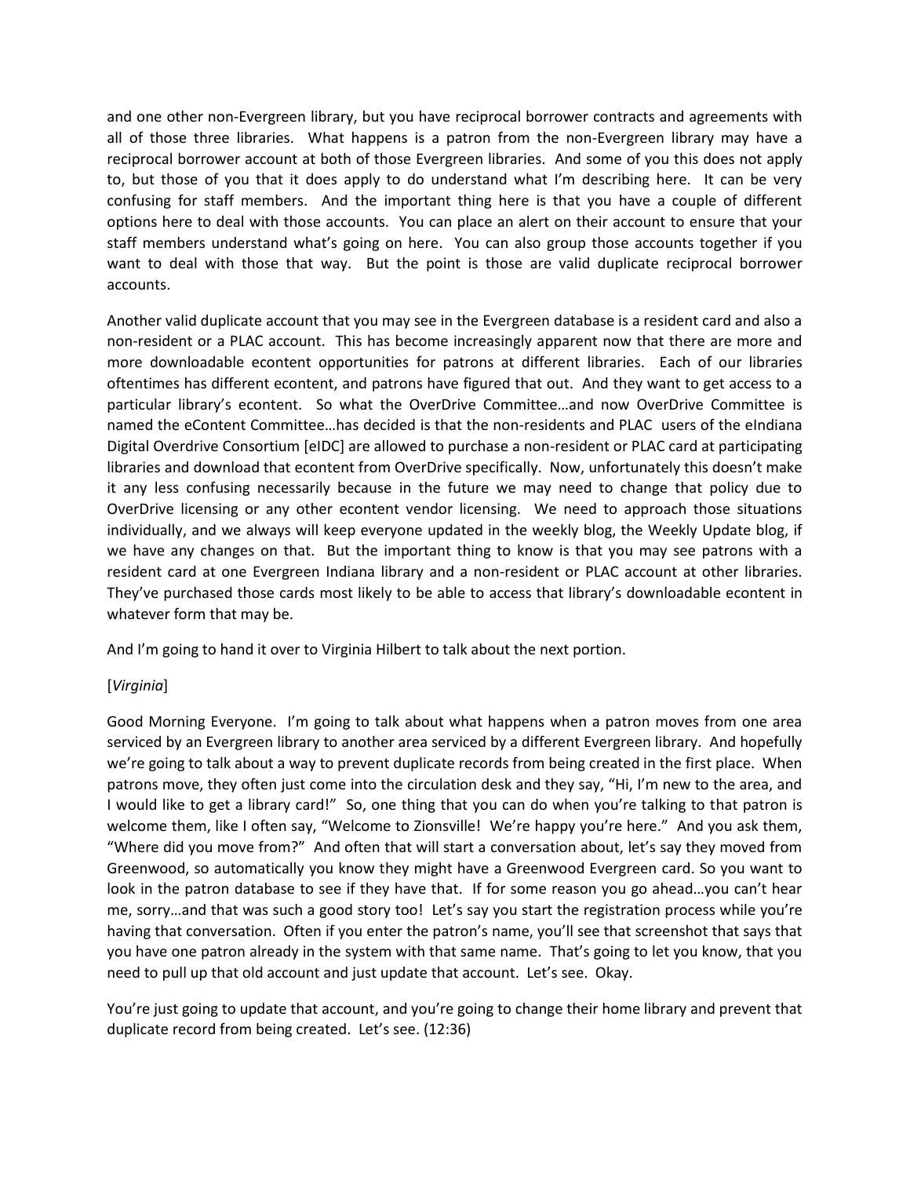and one other non-Evergreen library, but you have reciprocal borrower contracts and agreements with all of those three libraries. What happens is a patron from the non-Evergreen library may have a reciprocal borrower account at both of those Evergreen libraries. And some of you this does not apply to, but those of you that it does apply to do understand what I'm describing here. It can be very confusing for staff members. And the important thing here is that you have a couple of different options here to deal with those accounts. You can place an alert on their account to ensure that your staff members understand what's going on here. You can also group those accounts together if you want to deal with those that way. But the point is those are valid duplicate reciprocal borrower accounts.

Another valid duplicate account that you may see in the Evergreen database is a resident card and also a non-resident or a PLAC account. This has become increasingly apparent now that there are more and more downloadable econtent opportunities for patrons at different libraries. Each of our libraries oftentimes has different econtent, and patrons have figured that out. And they want to get access to a particular library's econtent. So what the OverDrive Committee…and now OverDrive Committee is named the eContent Committee…has decided is that the non-residents and PLAC users of the eIndiana Digital Overdrive Consortium [eIDC] are allowed to purchase a non-resident or PLAC card at participating libraries and download that econtent from OverDrive specifically. Now, unfortunately this doesn't make it any less confusing necessarily because in the future we may need to change that policy due to OverDrive licensing or any other econtent vendor licensing. We need to approach those situations individually, and we always will keep everyone updated in the weekly blog, the Weekly Update blog, if we have any changes on that. But the important thing to know is that you may see patrons with a resident card at one Evergreen Indiana library and a non-resident or PLAC account at other libraries. They've purchased those cards most likely to be able to access that library's downloadable econtent in whatever form that may be.

And I'm going to hand it over to Virginia Hilbert to talk about the next portion.

[*Virginia*]

Good Morning Everyone. I'm going to talk about what happens when a patron moves from one area serviced by an Evergreen library to another area serviced by a different Evergreen library. And hopefully we're going to talk about a way to prevent duplicate records from being created in the first place. When patrons move, they often just come into the circulation desk and they say, "Hi, I'm new to the area, and I would like to get a library card!" So, one thing that you can do when you're talking to that patron is welcome them, like I often say, "Welcome to Zionsville! We're happy you're here." And you ask them, "Where did you move from?" And often that will start a conversation about, let's say they moved from Greenwood, so automatically you know they might have a Greenwood Evergreen card. So you want to look in the patron database to see if they have that. If for some reason you go ahead…you can't hear me, sorry…and that was such a good story too! Let's say you start the registration process while you're having that conversation. Often if you enter the patron's name, you'll see that screenshot that says that you have one patron already in the system with that same name. That's going to let you know, that you need to pull up that old account and just update that account. Let's see. Okay.

You're just going to update that account, and you're going to change their home library and prevent that duplicate record from being created. Let's see. (12:36)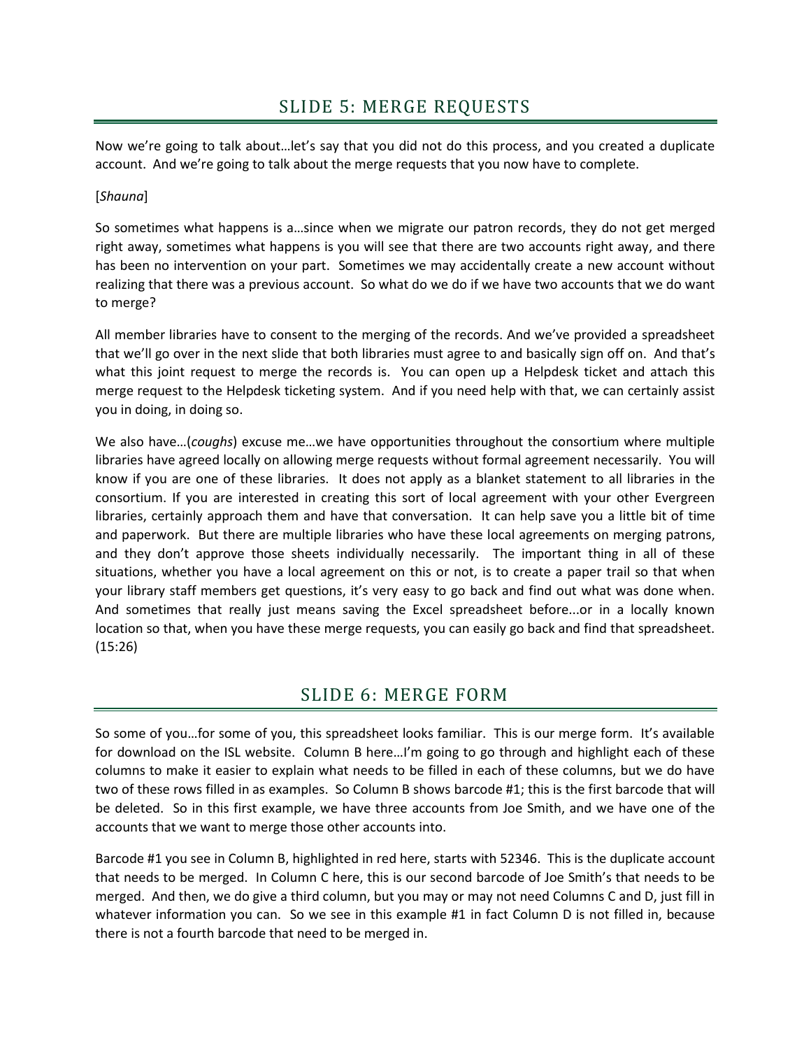## SLIDE 5: MERGE REQUESTS

Now we're going to talk about…let's say that you did not do this process, and you created a duplicate account. And we're going to talk about the merge requests that you now have to complete.

[*Shauna*]

So sometimes what happens is a…since when we migrate our patron records, they do not get merged right away, sometimes what happens is you will see that there are two accounts right away, and there has been no intervention on your part. Sometimes we may accidentally create a new account without realizing that there was a previous account. So what do we do if we have two accounts that we do want to merge?

All member libraries have to consent to the merging of the records. And we've provided a spreadsheet that we'll go over in the next slide that both libraries must agree to and basically sign off on. And that's what this joint request to merge the records is. You can open up a Helpdesk ticket and attach this merge request to the Helpdesk ticketing system. And if you need help with that, we can certainly assist you in doing, in doing so.

We also have…(*coughs*) excuse me…we have opportunities throughout the consortium where multiple libraries have agreed locally on allowing merge requests without formal agreement necessarily. You will know if you are one of these libraries. It does not apply as a blanket statement to all libraries in the consortium. If you are interested in creating this sort of local agreement with your other Evergreen libraries, certainly approach them and have that conversation. It can help save you a little bit of time and paperwork. But there are multiple libraries who have these local agreements on merging patrons, and they don't approve those sheets individually necessarily. The important thing in all of these situations, whether you have a local agreement on this or not, is to create a paper trail so that when your library staff members get questions, it's very easy to go back and find out what was done when. And sometimes that really just means saving the Excel spreadsheet before...or in a locally known location so that, when you have these merge requests, you can easily go back and find that spreadsheet. (15:26)

## SLIDE 6: MERGE FORM

So some of you…for some of you, this spreadsheet looks familiar. This is our merge form. It's available for download on the ISL website. Column B here…I'm going to go through and highlight each of these columns to make it easier to explain what needs to be filled in each of these columns, but we do have two of these rows filled in as examples. So Column B shows barcode #1; this is the first barcode that will be deleted. So in this first example, we have three accounts from Joe Smith, and we have one of the accounts that we want to merge those other accounts into.

Barcode #1 you see in Column B, highlighted in red here, starts with 52346. This is the duplicate account that needs to be merged. In Column C here, this is our second barcode of Joe Smith's that needs to be merged. And then, we do give a third column, but you may or may not need Columns C and D, just fill in whatever information you can. So we see in this example #1 in fact Column D is not filled in, because there is not a fourth barcode that need to be merged in.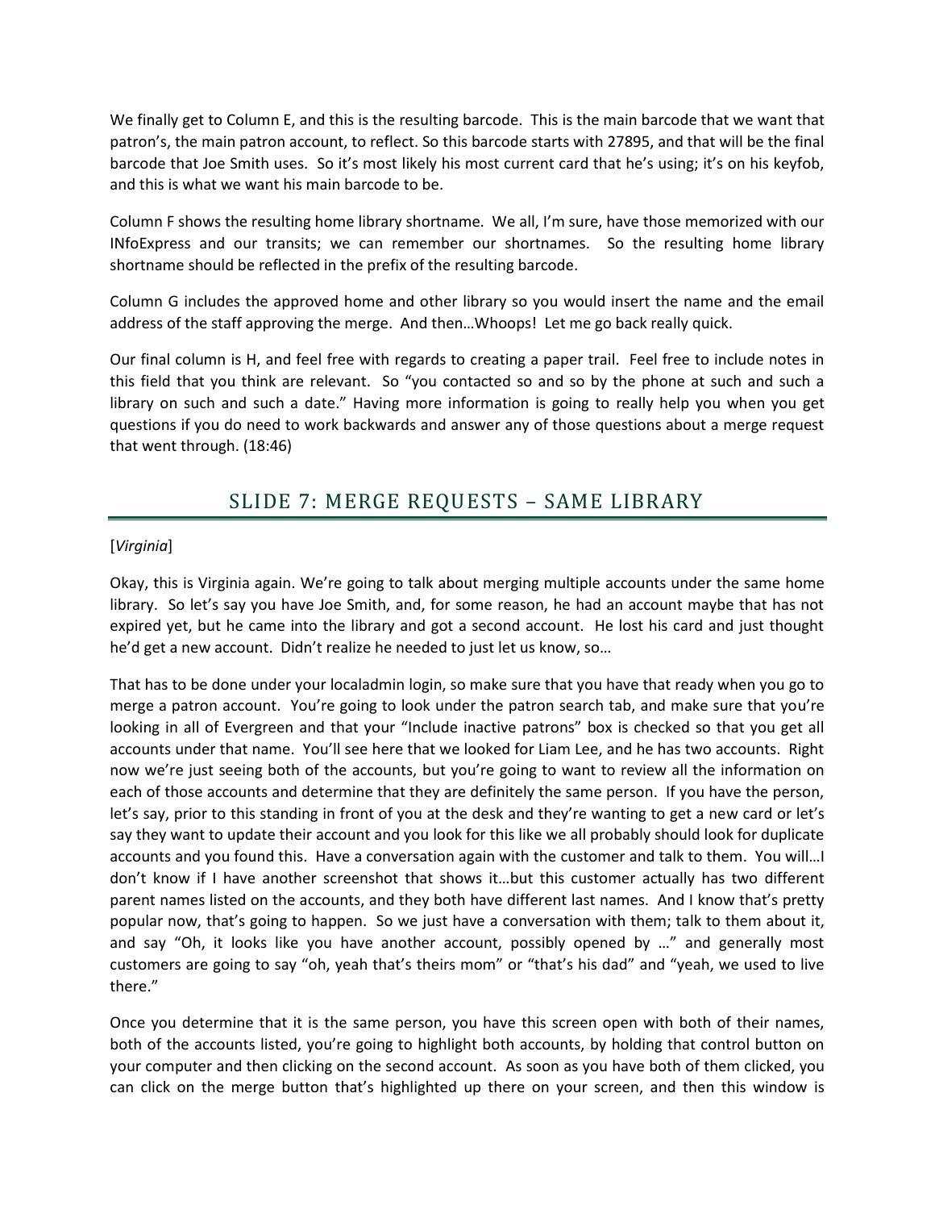We finally get to Column E, and this is the resulting barcode. This is the main barcode that we want that patron's, the main patron account, to reflect. So this barcode starts with 27895, and that will be the final barcode that Joe Smith uses. So it's most likely his most current card that he's using; it's on his keyfob, and this is what we want his main barcode to be.

Column F shows the resulting home library shortname. We all, I'm sure, have those memorized with our INfoExpress and our transits; we can remember our shortnames. So the resulting home library shortname should be reflected in the prefix of the resulting barcode.

Column G includes the approved home and other library so you would insert the name and the email address of the staff approving the merge. And then…Whoops! Let me go back really quick.

Our final column is H, and feel free with regards to creating a paper trail. Feel free to include notes in this field that you think are relevant. So "you contacted so and so by the phone at such and such a library on such and such a date." Having more information is going to really help you when you get questions if you do need to work backwards and answer any of those questions about a merge request that went through. (18:46)

## SLIDE 7: MERGE REQUESTS – SAME LIBRARY

[*Virginia*]

Okay, this is Virginia again. We're going to talk about merging multiple accounts under the same home library. So let's say you have Joe Smith, and, for some reason, he had an account maybe that has not expired yet, but he came into the library and got a second account. He lost his card and just thought he'd get a new account. Didn't realize he needed to just let us know, so…

That has to be done under your localadmin login, so make sure that you have that ready when you go to merge a patron account. You're going to look under the patron search tab, and make sure that you're looking in all of Evergreen and that your "Include inactive patrons" box is checked so that you get all accounts under that name. You'll see here that we looked for Liam Lee, and he has two accounts. Right now we're just seeing both of the accounts, but you're going to want to review all the information on each of those accounts and determine that they are definitely the same person. If you have the person, let's say, prior to this standing in front of you at the desk and they're wanting to get a new card or let's say they want to update their account and you look for this like we all probably should look for duplicate accounts and you found this. Have a conversation again with the customer and talk to them. You will…I don't know if I have another screenshot that shows it…but this customer actually has two different parent names listed on the accounts, and they both have different last names. And I know that's pretty popular now, that's going to happen. So we just have a conversation with them; talk to them about it, and say "Oh, it looks like you have another account, possibly opened by …" and generally most customers are going to say "oh, yeah that's theirs mom" or "that's his dad" and "yeah, we used to live there."

Once you determine that it is the same person, you have this screen open with both of their names, both of the accounts listed, you're going to highlight both accounts, by holding that control button on your computer and then clicking on the second account. As soon as you have both of them clicked, you can click on the merge button that's highlighted up there on your screen, and then this window is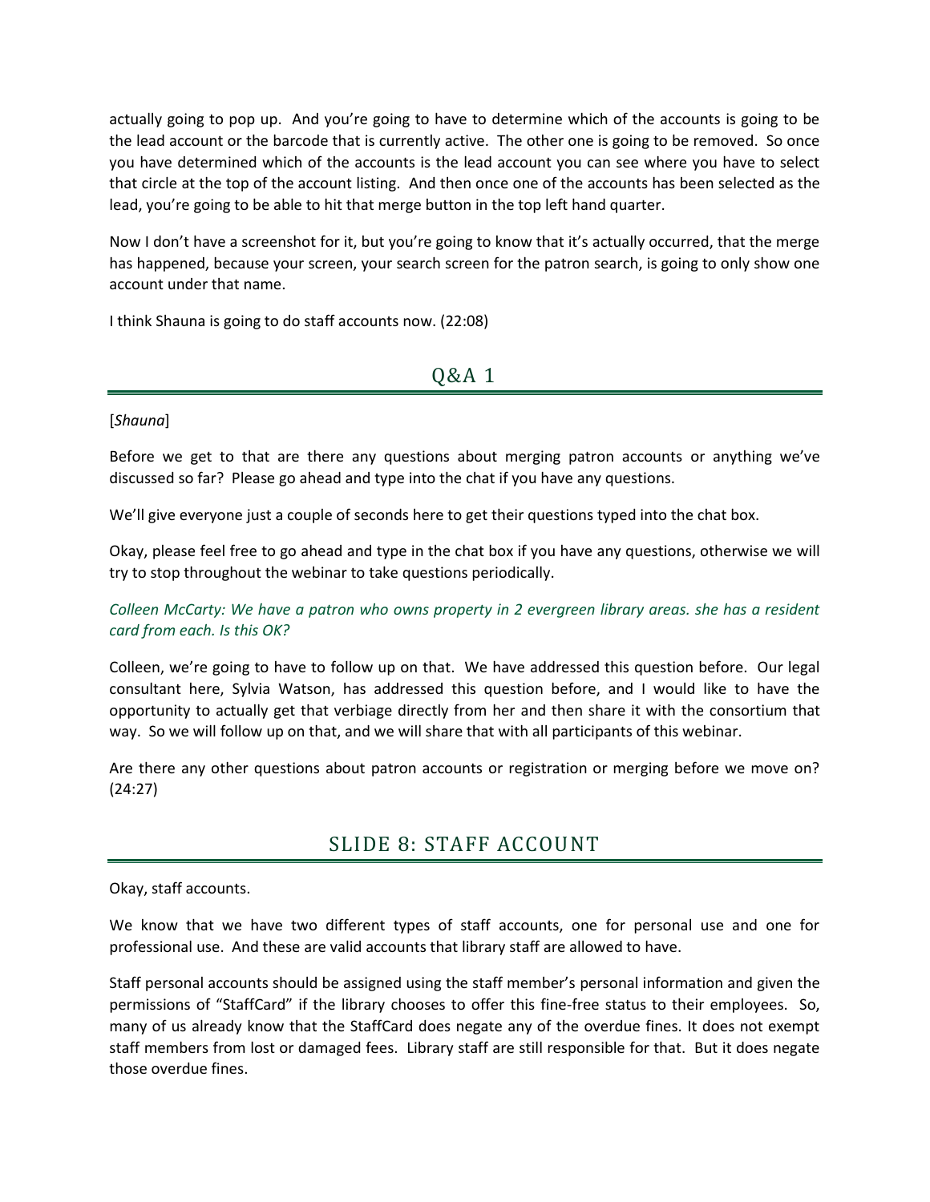actually going to pop up. And you're going to have to determine which of the accounts is going to be the lead account or the barcode that is currently active. The other one is going to be removed. So once you have determined which of the accounts is the lead account you can see where you have to select that circle at the top of the account listing. And then once one of the accounts has been selected as the lead, you're going to be able to hit that merge button in the top left hand quarter.

Now I don't have a screenshot for it, but you're going to know that it's actually occurred, that the merge has happened, because your screen, your search screen for the patron search, is going to only show one account under that name.

I think Shauna is going to do staff accounts now. (22:08)

## Q&A 1

[*Shauna*]

Before we get to that are there any questions about merging patron accounts or anything we've discussed so far? Please go ahead and type into the chat if you have any questions.

We'll give everyone just a couple of seconds here to get their questions typed into the chat box.

Okay, please feel free to go ahead and type in the chat box if you have any questions, otherwise we will try to stop throughout the webinar to take questions periodically.

*Colleen McCarty: We have a patron who owns property in 2 evergreen library areas. she has a resident card from each. Is this OK?*

Colleen, we're going to have to follow up on that. We have addressed this question before. Our legal consultant here, Sylvia Watson, has addressed this question before, and I would like to have the opportunity to actually get that verbiage directly from her and then share it with the consortium that way. So we will follow up on that, and we will share that with all participants of this webinar.

Are there any other questions about patron accounts or registration or merging before we move on? (24:27)

## SLIDE 8: STAFF ACCOUNT

Okay, staff accounts.

We know that we have two different types of staff accounts, one for personal use and one for professional use. And these are valid accounts that library staff are allowed to have.

Staff personal accounts should be assigned using the staff member's personal information and given the permissions of "StaffCard" if the library chooses to offer this fine-free status to their employees. So, many of us already know that the StaffCard does negate any of the overdue fines. It does not exempt staff members from lost or damaged fees. Library staff are still responsible for that. But it does negate those overdue fines.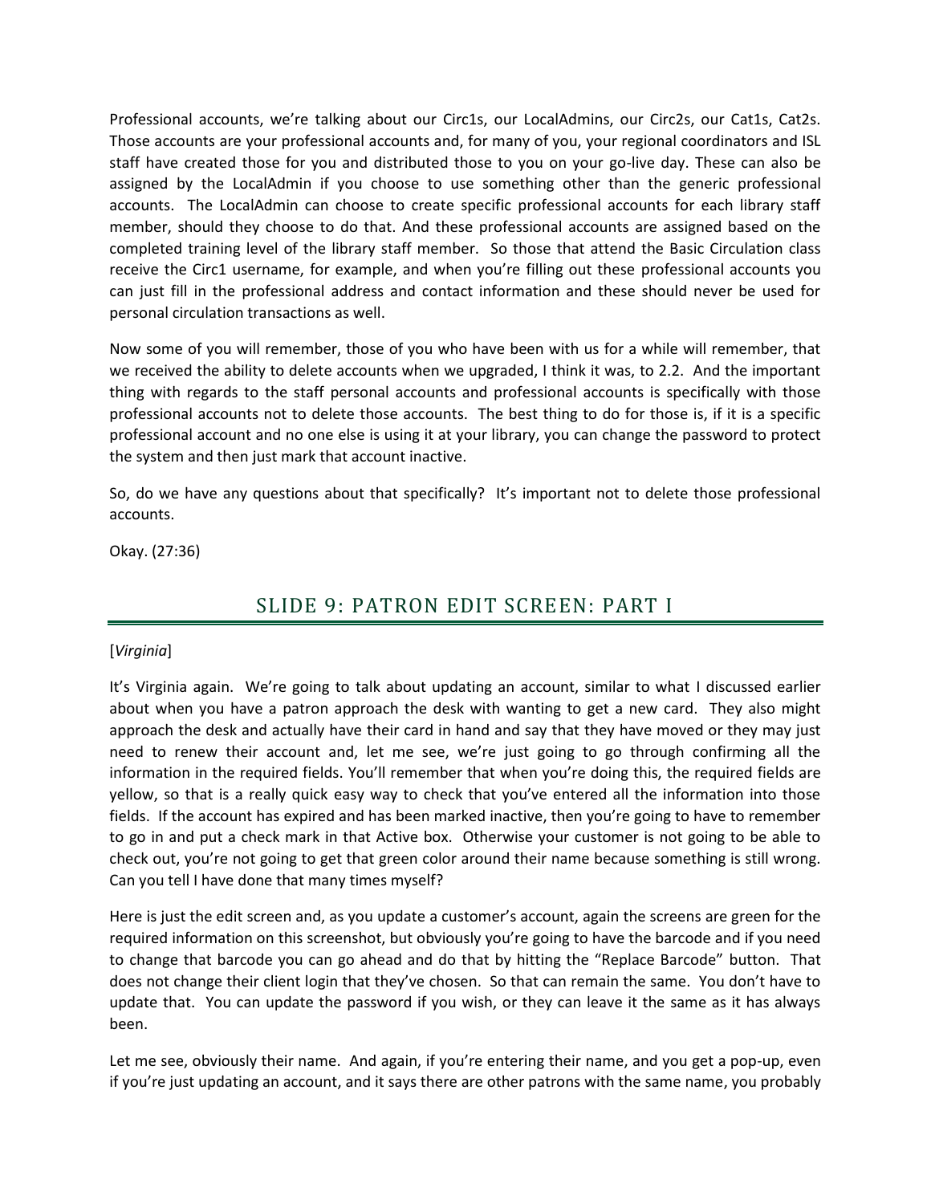Professional accounts, we're talking about our Circ1s, our LocalAdmins, our Circ2s, our Cat1s, Cat2s. Those accounts are your professional accounts and, for many of you, your regional coordinators and ISL staff have created those for you and distributed those to you on your go-live day. These can also be assigned by the LocalAdmin if you choose to use something other than the generic professional accounts. The LocalAdmin can choose to create specific professional accounts for each library staff member, should they choose to do that. And these professional accounts are assigned based on the completed training level of the library staff member. So those that attend the Basic Circulation class receive the Circ1 username, for example, and when you're filling out these professional accounts you can just fill in the professional address and contact information and these should never be used for personal circulation transactions as well.

Now some of you will remember, those of you who have been with us for a while will remember, that we received the ability to delete accounts when we upgraded, I think it was, to 2.2. And the important thing with regards to the staff personal accounts and professional accounts is specifically with those professional accounts not to delete those accounts. The best thing to do for those is, if it is a specific professional account and no one else is using it at your library, you can change the password to protect the system and then just mark that account inactive.

So, do we have any questions about that specifically? It's important not to delete those professional accounts.

Okay. (27:36)

## SLIDE 9: PATRON EDIT SCREEN: PART I

[*Virginia*]

It's Virginia again. We're going to talk about updating an account, similar to what I discussed earlier about when you have a patron approach the desk with wanting to get a new card. They also might approach the desk and actually have their card in hand and say that they have moved or they may just need to renew their account and, let me see, we're just going to go through confirming all the information in the required fields. You'll remember that when you're doing this, the required fields are yellow, so that is a really quick easy way to check that you've entered all the information into those fields. If the account has expired and has been marked inactive, then you're going to have to remember to go in and put a check mark in that Active box. Otherwise your customer is not going to be able to check out, you're not going to get that green color around their name because something is still wrong. Can you tell I have done that many times myself?

Here is just the edit screen and, as you update a customer's account, again the screens are green for the required information on this screenshot, but obviously you're going to have the barcode and if you need to change that barcode you can go ahead and do that by hitting the "Replace Barcode" button. That does not change their client login that they've chosen. So that can remain the same. You don't have to update that. You can update the password if you wish, or they can leave it the same as it has always been.

Let me see, obviously their name. And again, if you're entering their name, and you get a pop-up, even if you're just updating an account, and it says there are other patrons with the same name, you probably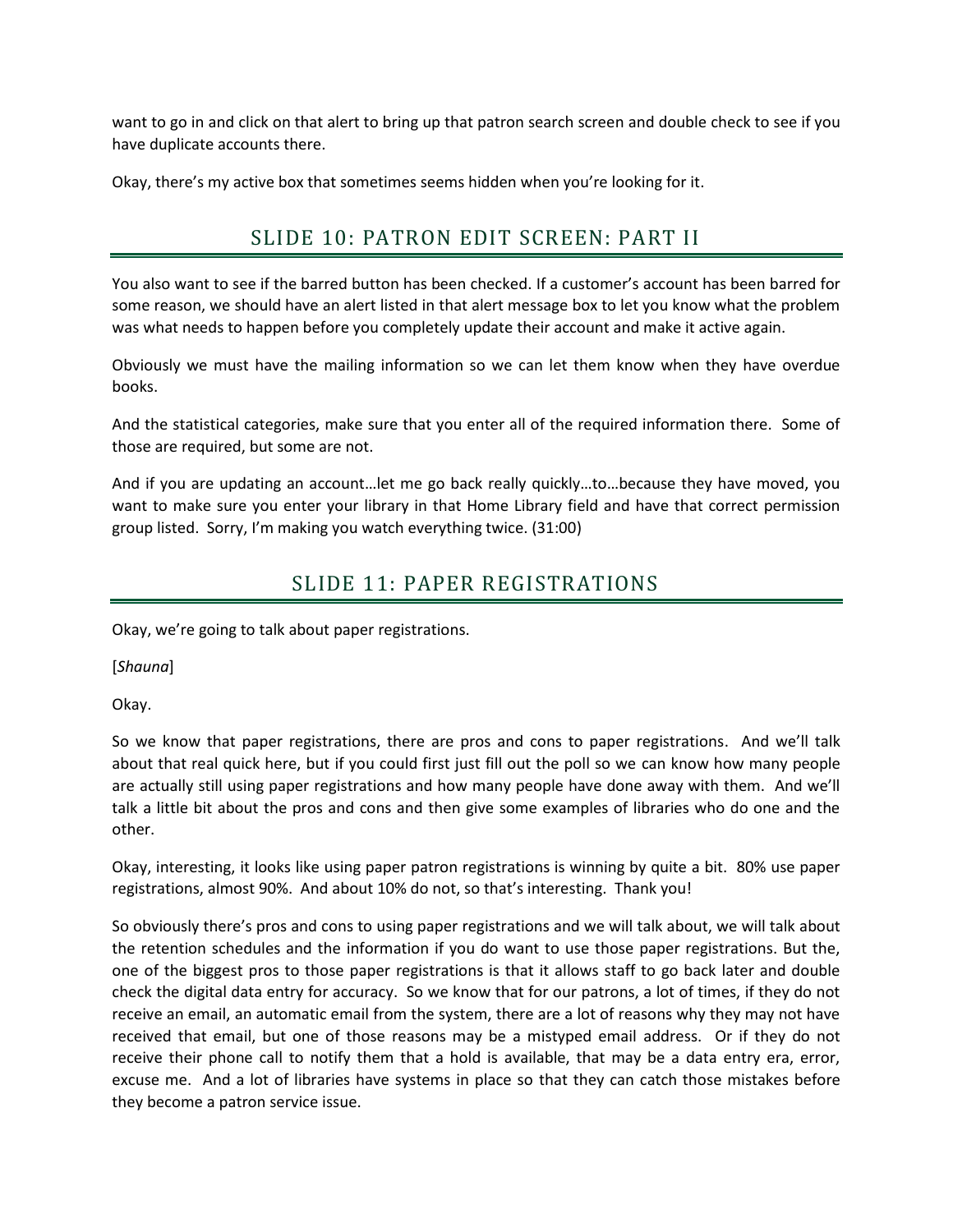want to go in and click on that alert to bring up that patron search screen and double check to see if you have duplicate accounts there.

Okay, there's my active box that sometimes seems hidden when you're looking for it.

## SLIDE 10: PATRON EDIT SCREEN: PART II

You also want to see if the barred button has been checked. If a customer's account has been barred for some reason, we should have an alert listed in that alert message box to let you know what the problem was what needs to happen before you completely update their account and make it active again.

Obviously we must have the mailing information so we can let them know when they have overdue books.

And the statistical categories, make sure that you enter all of the required information there. Some of those are required, but some are not.

And if you are updating an account…let me go back really quickly…to…because they have moved, you want to make sure you enter your library in that Home Library field and have that correct permission group listed. Sorry, I'm making you watch everything twice. (31:00)

## SLIDE 11: PAPER REGISTRATIONS

Okay, we're going to talk about paper registrations.

[*Shauna*]

Okay.

So we know that paper registrations, there are pros and cons to paper registrations. And we'll talk about that real quick here, but if you could first just fill out the poll so we can know how many people are actually still using paper registrations and how many people have done away with them. And we'll talk a little bit about the pros and cons and then give some examples of libraries who do one and the other.

Okay, interesting, it looks like using paper patron registrations is winning by quite a bit. 80% use paper registrations, almost 90%. And about 10% do not, so that's interesting. Thank you!

So obviously there's pros and cons to using paper registrations and we will talk about, we will talk about the retention schedules and the information if you do want to use those paper registrations. But the, one of the biggest pros to those paper registrations is that it allows staff to go back later and double check the digital data entry for accuracy. So we know that for our patrons, a lot of times, if they do not receive an email, an automatic email from the system, there are a lot of reasons why they may not have received that email, but one of those reasons may be a mistyped email address. Or if they do not receive their phone call to notify them that a hold is available, that may be a data entry era, error, excuse me. And a lot of libraries have systems in place so that they can catch those mistakes before they become a patron service issue.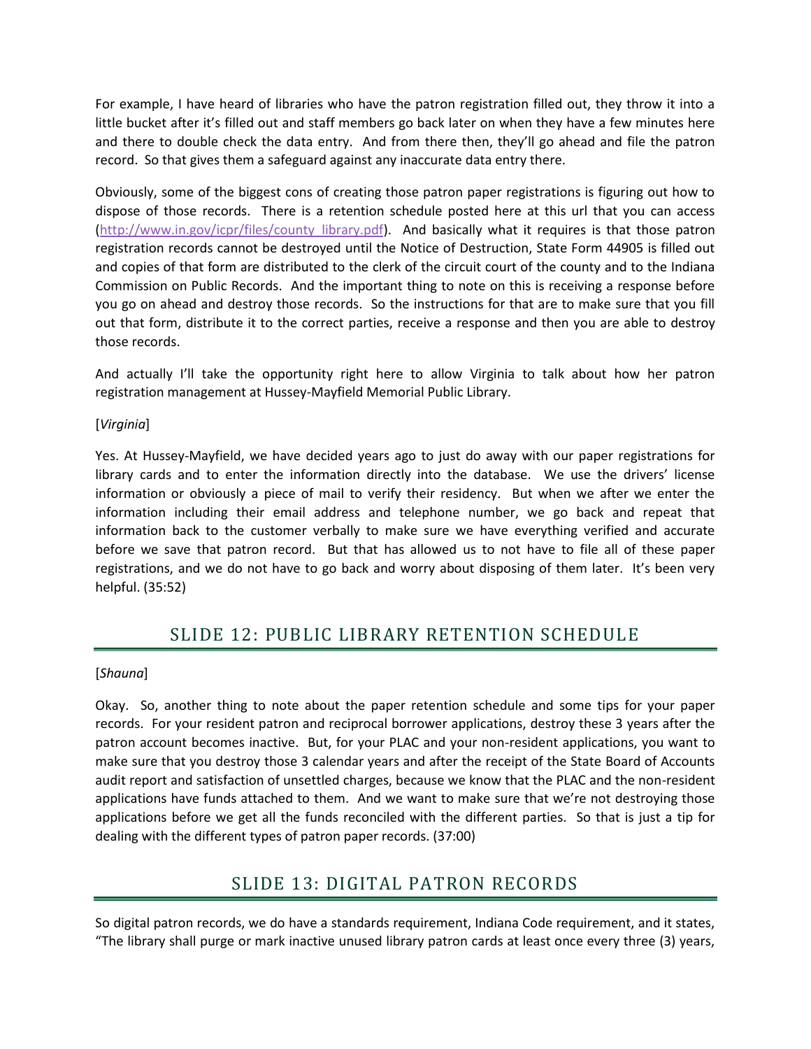For example, I have heard of libraries who have the patron registration filled out, they throw it into a little bucket after it's filled out and staff members go back later on when they have a few minutes here and there to double check the data entry. And from there then, they'll go ahead and file the patron record. So that gives them a safeguard against any inaccurate data entry there.

Obviously, some of the biggest cons of creating those patron paper registrations is figuring out how to dispose of those records. There is a retention schedule posted here at this url that you can access ([http://www.in.gov/icpr/files/county_library.pdf](http://www.in.gov/icpr/files/county_library.pdf)). And basically what it requires is that those patron registration records cannot be destroyed until the Notice of Destruction, State Form 44905 is filled out and copies of that form are distributed to the clerk of the circuit court of the county and to the Indiana Commission on Public Records. And the important thing to note on this is receiving a response before you go on ahead and destroy those records. So the instructions for that are to make sure that you fill out that form, distribute it to the correct parties, receive a response and then you are able to destroy those records.

And actually I'll take the opportunity right here to allow Virginia to talk about how her patron registration management at Hussey-Mayfield Memorial Public Library.

[*Virginia*]

Yes. At Hussey-Mayfield, we have decided years ago to just do away with our paper registrations for library cards and to enter the information directly into the database. We use the drivers' license information or obviously a piece of mail to verify their residency. But when we after we enter the information including their email address and telephone number, we go back and repeat that information back to the customer verbally to make sure we have everything verified and accurate before we save that patron record. But that has allowed us to not have to file all of these paper registrations, and we do not have to go back and worry about disposing of them later. It's been very helpful. (35:52)

## SLIDE 12: PUBLIC LIBRARY RETENTION SCHEDULE

[*Shauna*]

Okay. So, another thing to note about the paper retention schedule and some tips for your paper records. For your resident patron and reciprocal borrower applications, destroy these 3 years after the patron account becomes inactive. But, for your PLAC and your non-resident applications, you want to make sure that you destroy those 3 calendar years and after the receipt of the State Board of Accounts audit report and satisfaction of unsettled charges, because we know that the PLAC and the non-resident applications have funds attached to them. And we want to make sure that we're not destroying those applications before we get all the funds reconciled with the different parties. So that is just a tip for dealing with the different types of patron paper records. (37:00)

## SLIDE 13: DIGITAL PATRON RECORDS

So digital patron records, we do have a standards requirement, Indiana Code requirement, and it states, "The library shall purge or mark inactive unused library patron cards at least once every three (3) years,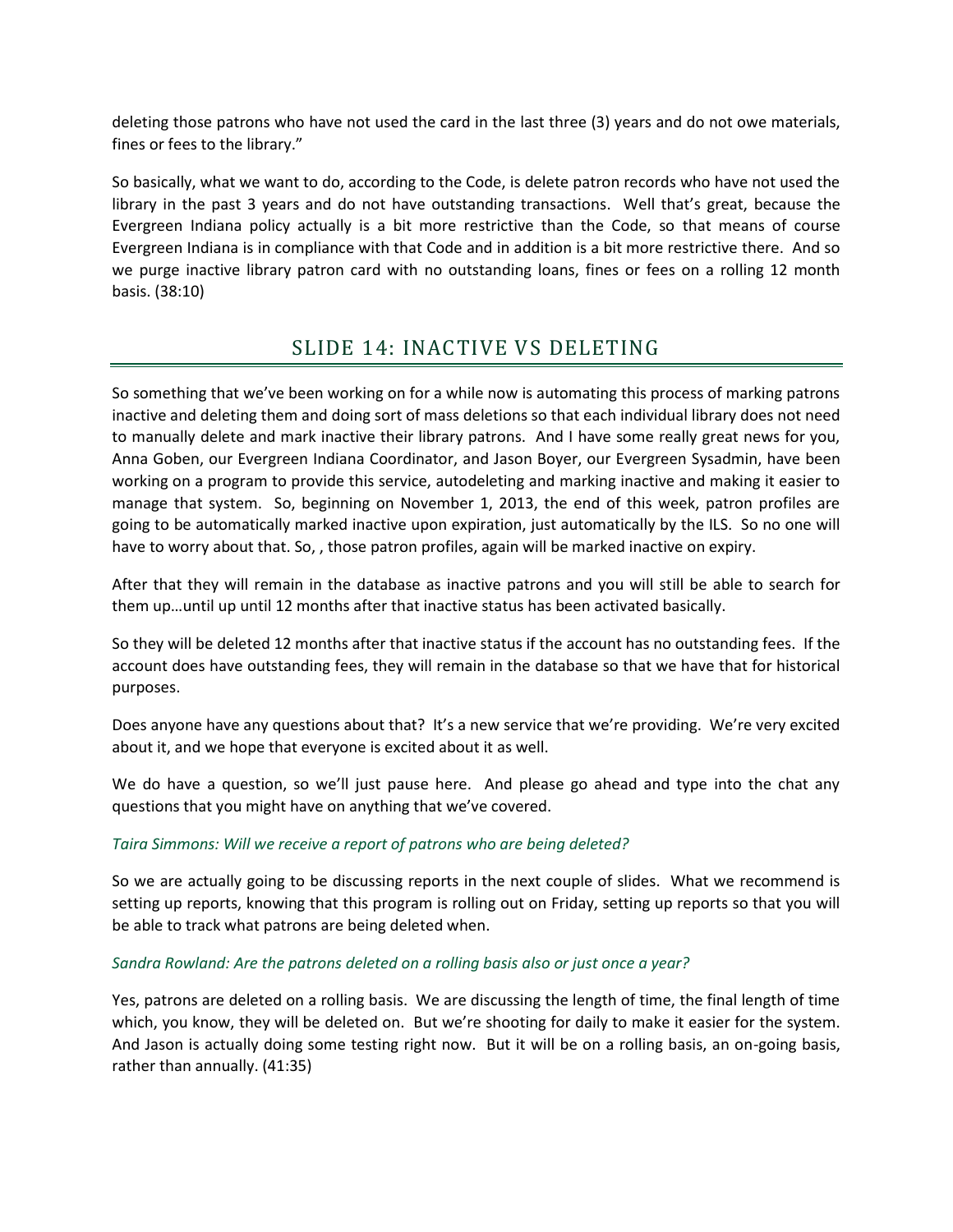deleting those patrons who have not used the card in the last three (3) years and do not owe materials, fines or fees to the library."

So basically, what we want to do, according to the Code, is delete patron records who have not used the library in the past 3 years and do not have outstanding transactions. Well that's great, because the Evergreen Indiana policy actually is a bit more restrictive than the Code, so that means of course Evergreen Indiana is in compliance with that Code and in addition is a bit more restrictive there. And so we purge inactive library patron card with no outstanding loans, fines or fees on a rolling 12 month basis. (38:10)

## SLIDE 14: INACTIVE VS DELETING

So something that we've been working on for a while now is automating this process of marking patrons inactive and deleting them and doing sort of mass deletions so that each individual library does not need to manually delete and mark inactive their library patrons. And I have some really great news for you, Anna Goben, our Evergreen Indiana Coordinator, and Jason Boyer, our Evergreen Sysadmin, have been working on a program to provide this service, autodeleting and marking inactive and making it easier to manage that system. So, beginning on November 1, 2013, the end of this week, patron profiles are going to be automatically marked inactive upon expiration, just automatically by the ILS. So no one will have to worry about that. So, , those patron profiles, again will be marked inactive on expiry.

After that they will remain in the database as inactive patrons and you will still be able to search for them up…until up until 12 months after that inactive status has been activated basically.

So they will be deleted 12 months after that inactive status if the account has no outstanding fees. If the account does have outstanding fees, they will remain in the database so that we have that for historical purposes.

Does anyone have any questions about that? It's a new service that we're providing. We're very excited about it, and we hope that everyone is excited about it as well.

We do have a question, so we'll just pause here. And please go ahead and type into the chat any questions that you might have on anything that we've covered.

*Taira Simmons: Will we receive a report of patrons who are being deleted?*

So we are actually going to be discussing reports in the next couple of slides. What we recommend is setting up reports, knowing that this program is rolling out on Friday, setting up reports so that you will be able to track what patrons are being deleted when.

*Sandra Rowland: Are the patrons deleted on a rolling basis also or just once a year?*

Yes, patrons are deleted on a rolling basis. We are discussing the length of time, the final length of time which, you know, they will be deleted on. But we're shooting for daily to make it easier for the system. And Jason is actually doing some testing right now. But it will be on a rolling basis, an on-going basis, rather than annually. (41:35)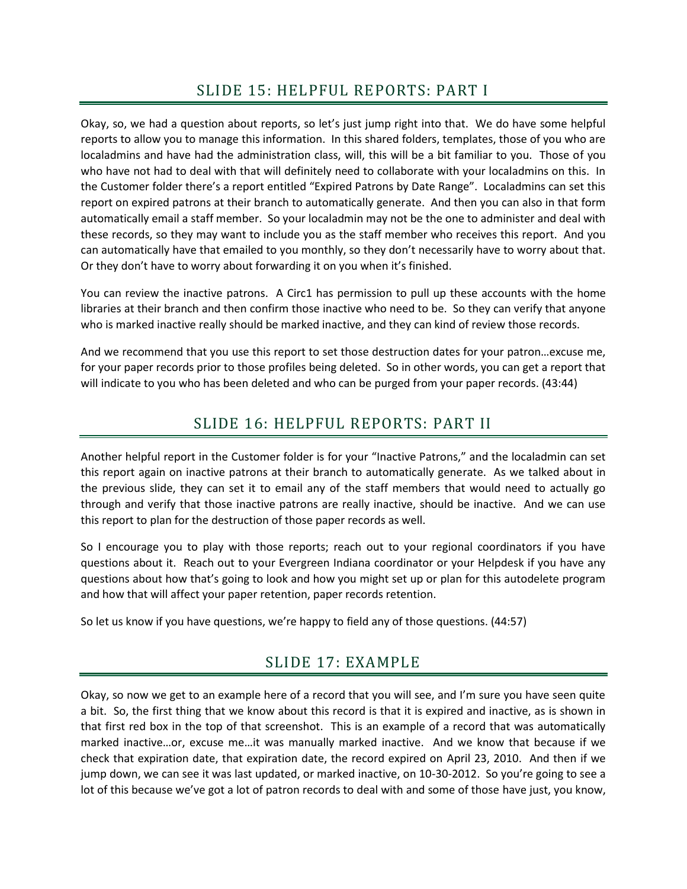## SLIDE 15: HELPFUL REPORTS: PART I

Okay, so, we had a question about reports, so let's just jump right into that. We do have some helpful reports to allow you to manage this information. In this shared folders, templates, those of you who are localadmins and have had the administration class, will, this will be a bit familiar to you. Those of you who have not had to deal with that will definitely need to collaborate with your localadmins on this. In the Customer folder there's a report entitled "Expired Patrons by Date Range". Localadmins can set this report on expired patrons at their branch to automatically generate. And then you can also in that form automatically email a staff member. So your localadmin may not be the one to administer and deal with these records, so they may want to include you as the staff member who receives this report. And you can automatically have that emailed to you monthly, so they don't necessarily have to worry about that. Or they don't have to worry about forwarding it on you when it's finished.

You can review the inactive patrons. A Circ1 has permission to pull up these accounts with the home libraries at their branch and then confirm those inactive who need to be. So they can verify that anyone who is marked inactive really should be marked inactive, and they can kind of review those records.

And we recommend that you use this report to set those destruction dates for your patron…excuse me, for your paper records prior to those profiles being deleted. So in other words, you can get a report that will indicate to you who has been deleted and who can be purged from your paper records. (43:44)

## SLIDE 16: HELPFUL REPORTS: PART II

Another helpful report in the Customer folder is for your "Inactive Patrons," and the localadmin can set this report again on inactive patrons at their branch to automatically generate. As we talked about in the previous slide, they can set it to email any of the staff members that would need to actually go through and verify that those inactive patrons are really inactive, should be inactive. And we can use this report to plan for the destruction of those paper records as well.

So I encourage you to play with those reports; reach out to your regional coordinators if you have questions about it. Reach out to your Evergreen Indiana coordinator or your Helpdesk if you have any questions about how that's going to look and how you might set up or plan for this autodelete program and how that will affect your paper retention, paper records retention.

So let us know if you have questions, we're happy to field any of those questions. (44:57)

## SLIDE 17: EXAMPLE

Okay, so now we get to an example here of a record that you will see, and I'm sure you have seen quite a bit. So, the first thing that we know about this record is that it is expired and inactive, as is shown in that first red box in the top of that screenshot. This is an example of a record that was automatically marked inactive…or, excuse me…it was manually marked inactive. And we know that because if we check that expiration date, that expiration date, the record expired on April 23, 2010. And then if we jump down, we can see it was last updated, or marked inactive, on 10-30-2012. So you're going to see a lot of this because we've got a lot of patron records to deal with and some of those have just, you know,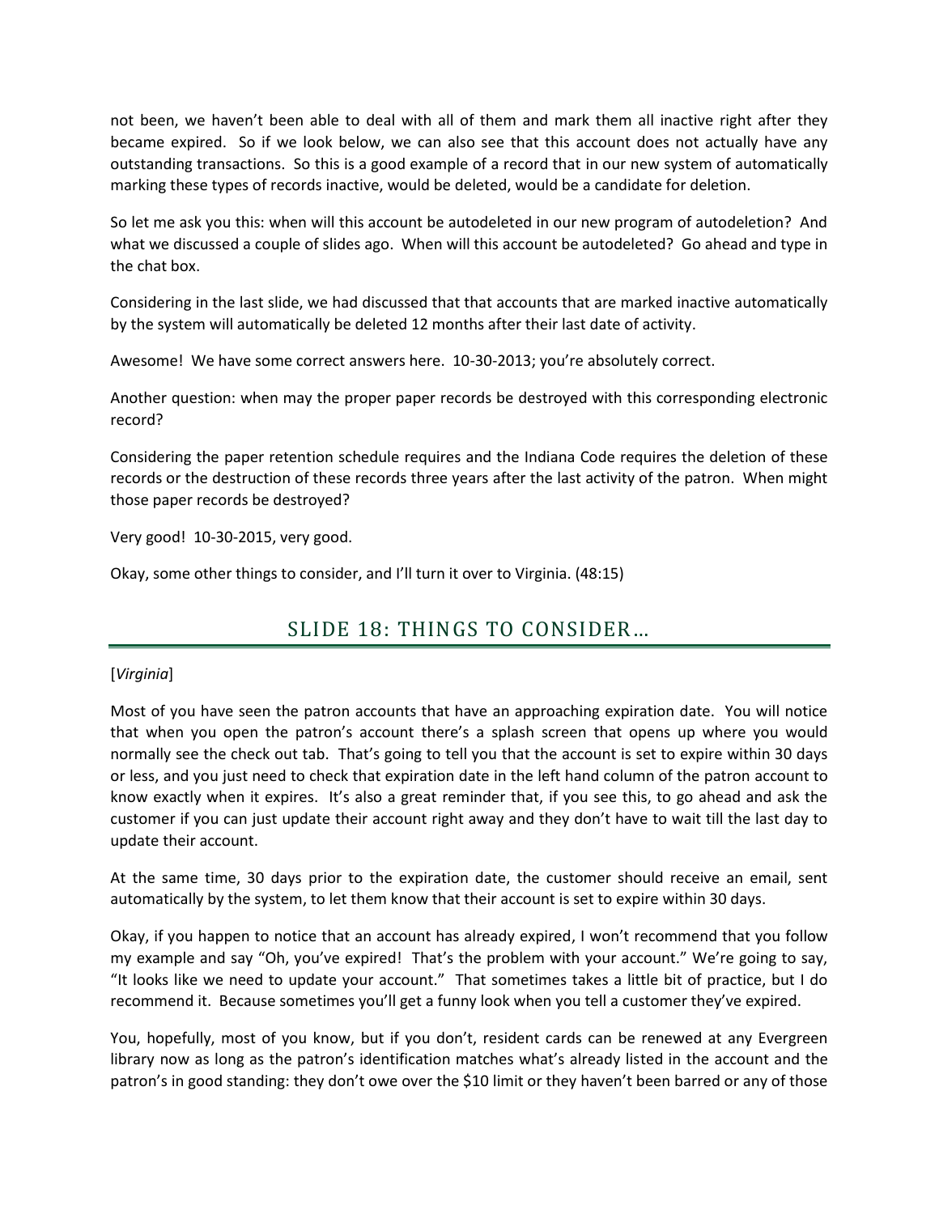not been, we haven't been able to deal with all of them and mark them all inactive right after they became expired. So if we look below, we can also see that this account does not actually have any outstanding transactions. So this is a good example of a record that in our new system of automatically marking these types of records inactive, would be deleted, would be a candidate for deletion.

So let me ask you this: when will this account be autodeleted in our new program of autodeletion? And what we discussed a couple of slides ago. When will this account be autodeleted? Go ahead and type in the chat box.

Considering in the last slide, we had discussed that that accounts that are marked inactive automatically by the system will automatically be deleted 12 months after their last date of activity.

Awesome! We have some correct answers here. 10-30-2013; you're absolutely correct.

Another question: when may the proper paper records be destroyed with this corresponding electronic record?

Considering the paper retention schedule requires and the Indiana Code requires the deletion of these records or the destruction of these records three years after the last activity of the patron. When might those paper records be destroyed?

Very good! 10-30-2015, very good.

Okay, some other things to consider, and I'll turn it over to Virginia. (48:15)

## SLIDE 18: THINGS TO CONSIDER…

[*Virginia*]

Most of you have seen the patron accounts that have an approaching expiration date. You will notice that when you open the patron's account there's a splash screen that opens up where you would normally see the check out tab. That's going to tell you that the account is set to expire within 30 days or less, and you just need to check that expiration date in the left hand column of the patron account to know exactly when it expires. It's also a great reminder that, if you see this, to go ahead and ask the customer if you can just update their account right away and they don't have to wait till the last day to update their account.

At the same time, 30 days prior to the expiration date, the customer should receive an email, sent automatically by the system, to let them know that their account is set to expire within 30 days.

Okay, if you happen to notice that an account has already expired, I won't recommend that you follow my example and say "Oh, you've expired! That's the problem with your account." We're going to say, "It looks like we need to update your account." That sometimes takes a little bit of practice, but I do recommend it. Because sometimes you'll get a funny look when you tell a customer they've expired.

You, hopefully, most of you know, but if you don't, resident cards can be renewed at any Evergreen library now as long as the patron's identification matches what's already listed in the account and the patron's in good standing: they don't owe over the $10 limit or they haven't been barred or any of those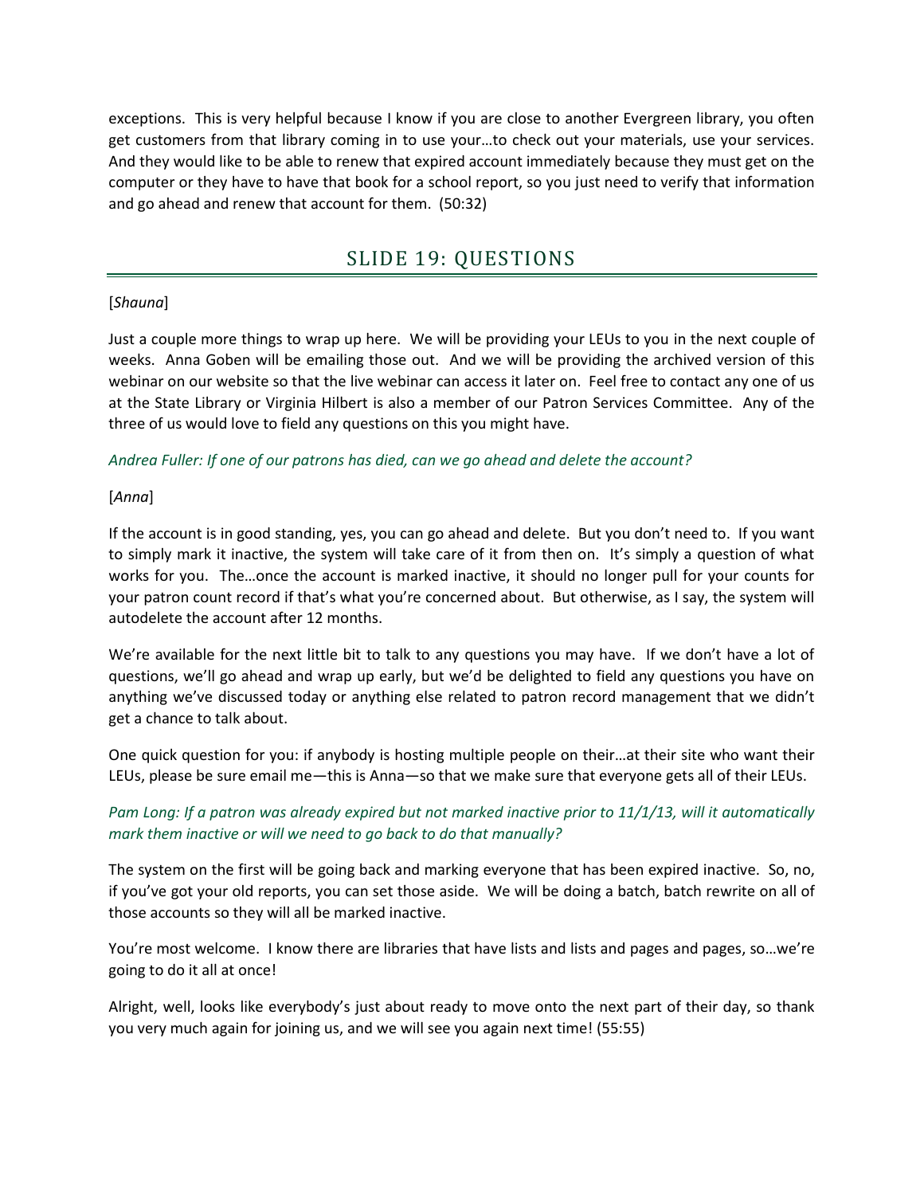exceptions. This is very helpful because I know if you are close to another Evergreen library, you often get customers from that library coming in to use your…to check out your materials, use your services. And they would like to be able to renew that expired account immediately because they must get on the computer or they have to have that book for a school report, so you just need to verify that information and go ahead and renew that account for them. (50:32)

## SLIDE 19: QUESTIONS

[*Shauna*]

Just a couple more things to wrap up here. We will be providing your LEUs to you in the next couple of weeks. Anna Goben will be emailing those out. And we will be providing the archived version of this webinar on our website so that the live webinar can access it later on. Feel free to contact any one of us at the State Library or Virginia Hilbert is also a member of our Patron Services Committee. Any of the three of us would love to field any questions on this you might have.

*Andrea Fuller: If one of our patrons has died, can we go ahead and delete the account?*

[*Anna*]

If the account is in good standing, yes, you can go ahead and delete. But you don't need to. If you want to simply mark it inactive, the system will take care of it from then on. It's simply a question of what works for you. The…once the account is marked inactive, it should no longer pull for your counts for your patron count record if that's what you're concerned about. But otherwise, as I say, the system will autodelete the account after 12 months.

We're available for the next little bit to talk to any questions you may have. If we don't have a lot of questions, we'll go ahead and wrap up early, but we'd be delighted to field any questions you have on anything we've discussed today or anything else related to patron record management that we didn't get a chance to talk about.

One quick question for you: if anybody is hosting multiple people on their…at their site who want their LEUs, please be sure email me—this is Anna—so that we make sure that everyone gets all of their LEUs.

*Pam Long: If a patron was already expired but not marked inactive prior to 11/1/13, will it automatically mark them inactive or will we need to go back to do that manually?*

The system on the first will be going back and marking everyone that has been expired inactive. So, no, if you've got your old reports, you can set those aside. We will be doing a batch, batch rewrite on all of those accounts so they will all be marked inactive.

You're most welcome. I know there are libraries that have lists and lists and pages and pages, so…we're going to do it all at once!

Alright, well, looks like everybody's just about ready to move onto the next part of their day, so thank you very much again for joining us, and we will see you again next time! (55:55)